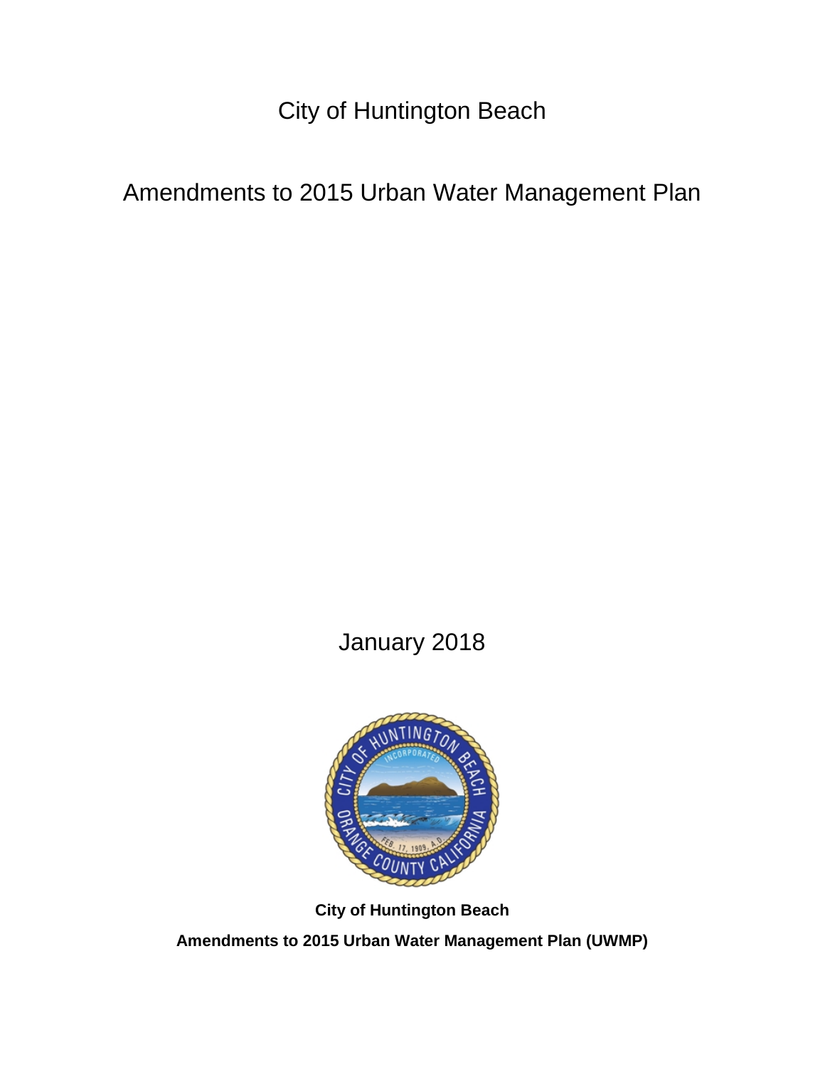# City of Huntington Beach

## Amendments to 2015 Urban Water Management Plan

January 2018

**City of Huntington Beach**

**Amendments to 2015 Urban Water Management Plan (UWMP)**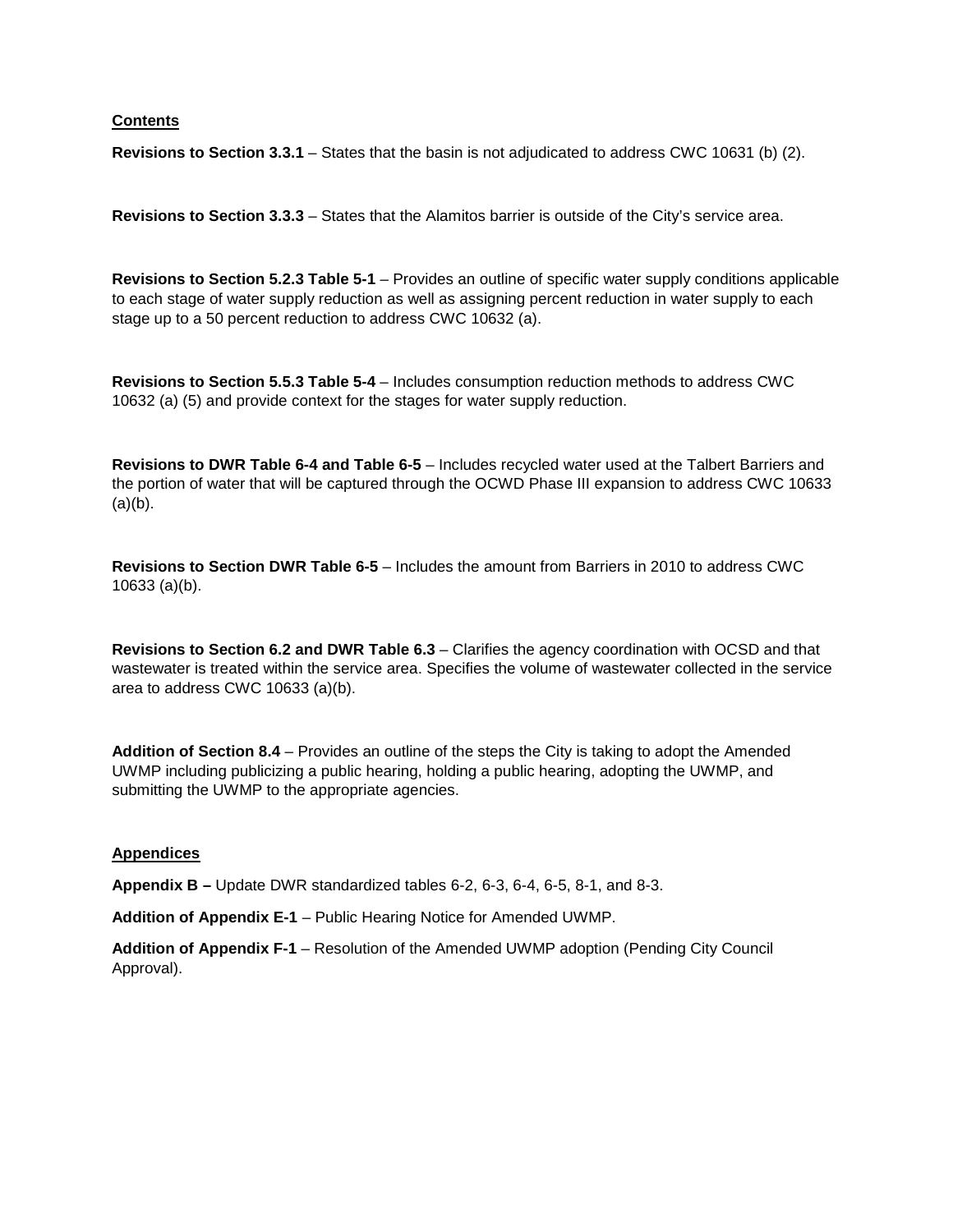## Contents

**Revisions to Section 3.3.1** – States that the basin is not adjudicated to address CWC 10631 (b) (2).

**Revisions to Section 3.3.3** – States that the Alamitos barrier is outside of the City's service area.

**Revisions to Section 5.2.3 Table 5-1** – Provides an outline of specific water supply conditions applicable to each stage of water supply reduction as well as assigning percent reduction in water supply to each stage up to a 50 percent reduction to address CWC 10632 (a).

**Revisions to Section 5.5.3 Table 5-4** – Includes consumption reduction methods to address CWC 10632 (a) (5) and provide context for the stages for water supply reduction.

**Revisions to DWR Table 6-4 and Table 6-5** – Includes recycled water used at the Talbert Barriers and the portion of water that will be captured through the OCWD Phase III expansion to address CWC 10633 (a)(b).

**Revisions to Section DWR Table 6-5** – Includes the amount from Barriers in 2010 to address CWC 10633 (a)(b).

**Revisions to Section 6.2 and DWR Table 6.3** – Clarifies the agency coordination with OCSD and that wastewater is treated within the service area. Specifies the volume of wastewater collected in the service area to address CWC 10633 (a)(b).

**Addition of Section 8.4** – Provides an outline of the steps the City is taking to adopt the Amended UWMP including publicizing a public hearing, holding a public hearing, adopting the UWMP, and submitting the UWMP to the appropriate agencies.

## Appendices

**Appendix B –** Update DWR standardized tables 6-2, 6-3, 6-4, 6-5, 8-1, and 8-3.

**Addition of Appendix E-1** – Public Hearing Notice for Amended UWMP.

**Addition of Appendix F-1** – Resolution of the Amended UWMP adoption (Pending City Council Approval).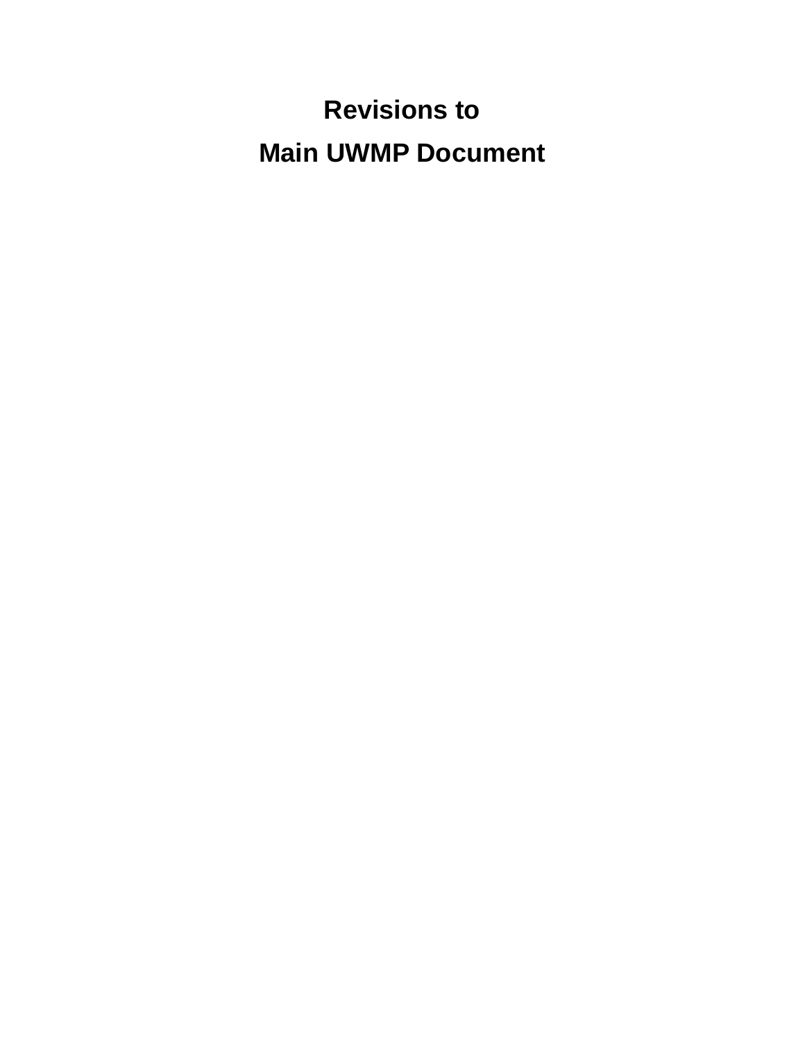# Revisions to

# Main UWMP Document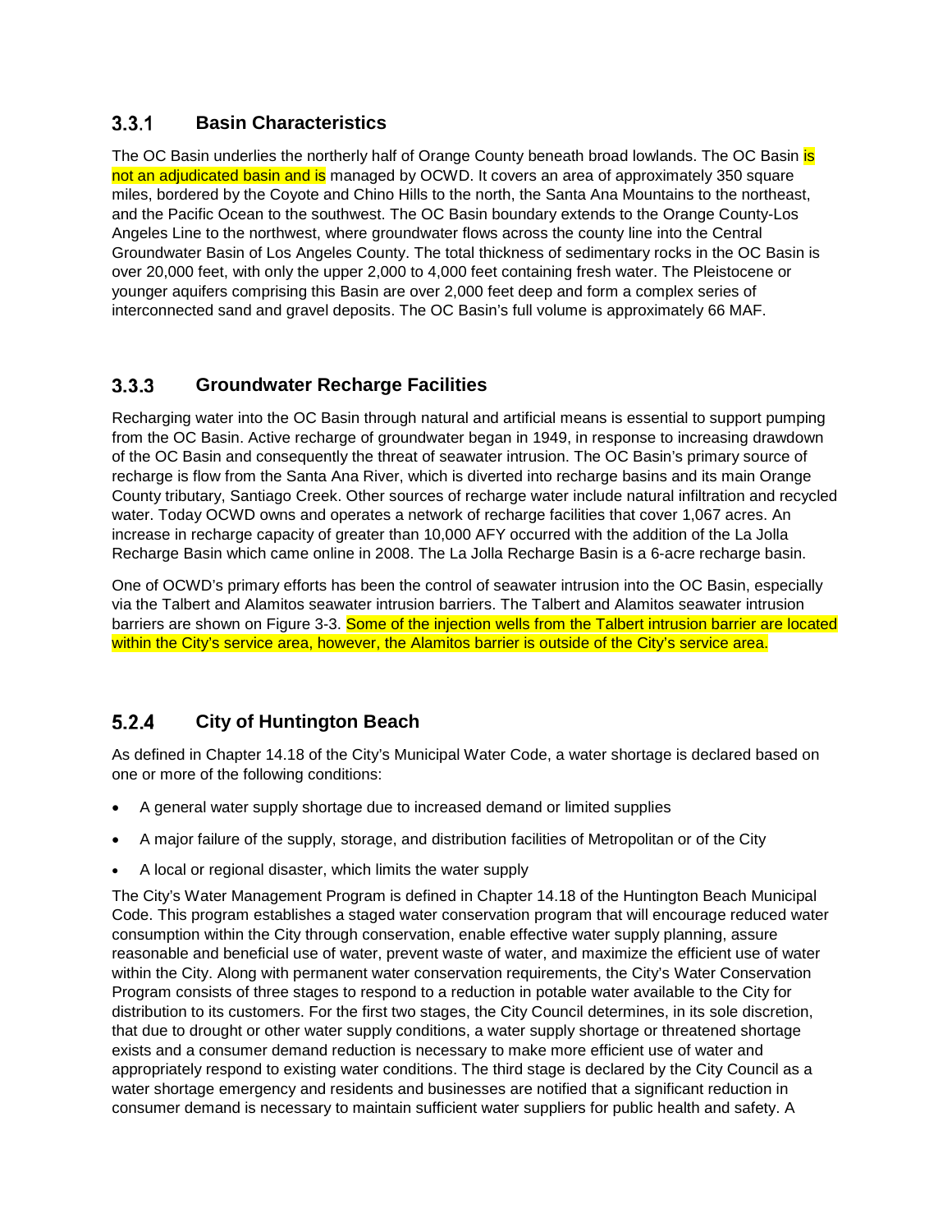### 3.3.1 Basin Characteristics

The OC Basin underlies the northerly half of Orange County beneath broad lowlands. The OC Basin is not an adjudicated basin and is managed by OCWD. It covers an area of approximately 350 square miles, bordered by the Coyote and Chino Hills to the north, the Santa Ana Mountains to the northeast, and the Pacific Ocean to the southwest. The OC Basin boundary extends to the Orange County-Los Angeles Line to the northwest, where groundwater flows across the county line into the Central Groundwater Basin of Los Angeles County. The total thickness of sedimentary rocks in the OC Basin is over 20,000 feet, with only the upper 2,000 to 4,000 feet containing fresh water. The Pleistocene or younger aquifers comprising this Basin are over 2,000 feet deep and form a complex series of interconnected sand and gravel deposits. The OC Basin's full volume is approximately 66 MAF.

### 3.3.3 Groundwater Recharge Facilities

Recharging water into the OC Basin through natural and artificial means is essential to support pumping from the OC Basin. Active recharge of groundwater began in 1949, in response to increasing drawdown of the OC Basin and consequently the threat of seawater intrusion. The OC Basin's primary source of recharge is flow from the Santa Ana River, which is diverted into recharge basins and its main Orange County tributary, Santiago Creek. Other sources of recharge water include natural infiltration and recycled water. Today OCWD owns and operates a network of recharge facilities that cover 1,067 acres. An increase in recharge capacity of greater than 10,000 AFY occurred with the addition of the La Jolla Recharge Basin which came online in 2008. The La Jolla Recharge Basin is a 6-acre recharge basin.

One of OCWD's primary efforts has been the control of seawater intrusion into the OC Basin, especially via the Talbert and Alamitos seawater intrusion barriers. The Talbert and Alamitos seawater intrusion barriers are shown on Figure 3-3. Some of the injection wells from the Talbert intrusion barrier are located within the City's service area, however, the Alamitos barrier is outside of the City's service area.

### 5.2.4 City of Huntington Beach

As defined in Chapter 14.18 of the City's Municipal Water Code, a water shortage is declared based on one or more of the following conditions:

- A general water supply shortage due to increased demand or limited supplies
- A major failure of the supply, storage, and distribution facilities of Metropolitan or of the City
- A local or regional disaster, which limits the water supply

The City's Water Management Program is defined in Chapter 14.18 of the Huntington Beach Municipal Code. This program establishes a staged water conservation program that will encourage reduced water consumption within the City through conservation, enable effective water supply planning, assure reasonable and beneficial use of water, prevent waste of water, and maximize the efficient use of water within the City. Along with permanent water conservation requirements, the City's Water Conservation Program consists of three stages to respond to a reduction in potable water available to the City for distribution to its customers. For the first two stages, the City Council determines, in its sole discretion, that due to drought or other water supply conditions, a water supply shortage or threatened shortage exists and a consumer demand reduction is necessary to make more efficient use of water and appropriately respond to existing water conditions. The third stage is declared by the City Council as a water shortage emergency and residents and businesses are notified that a significant reduction in consumer demand is necessary to maintain sufficient water suppliers for public health and safety. A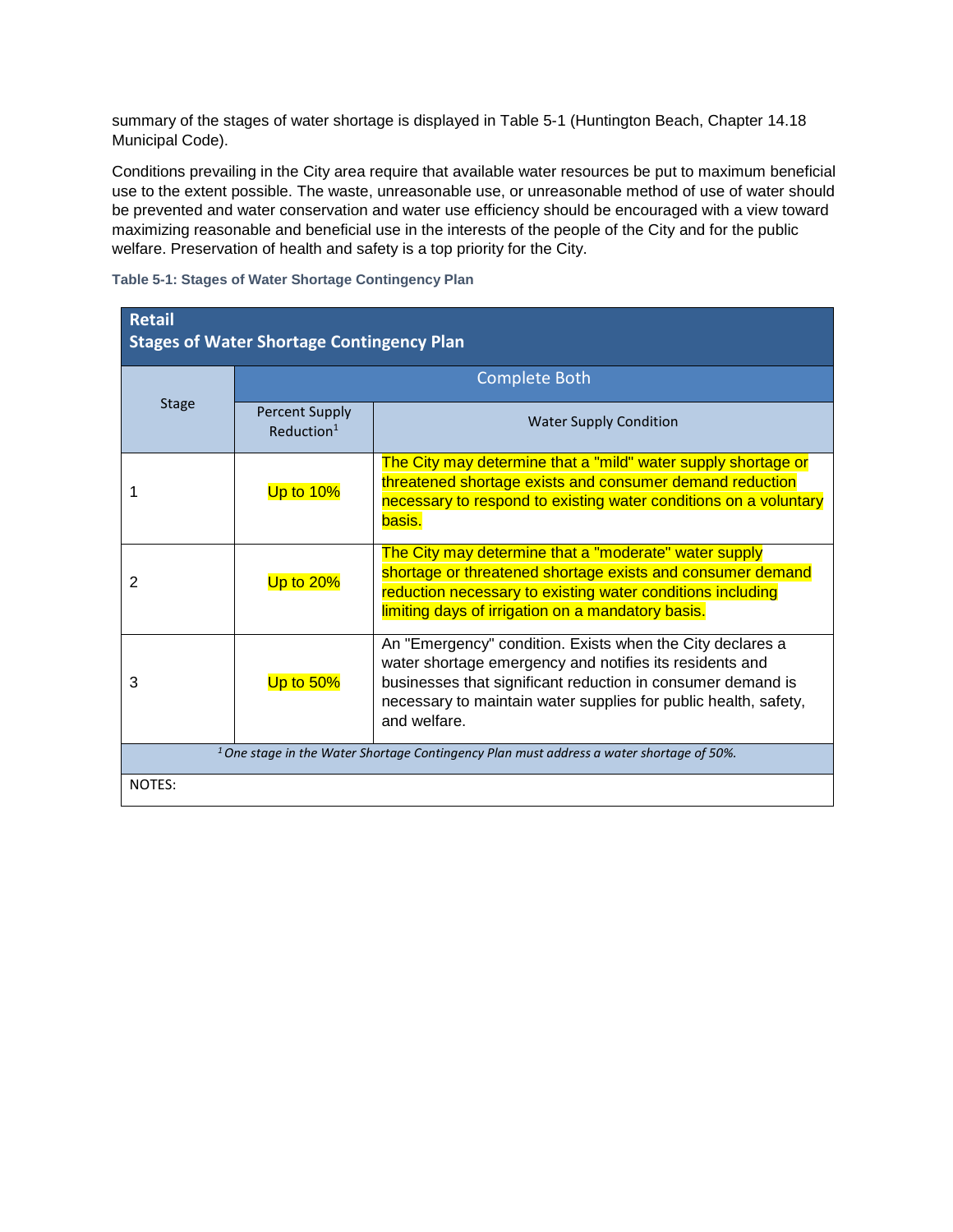summary of the stages of water shortage is displayed in Table 5-1 (Huntington Beach, Chapter 14.18 Municipal Code).

Conditions prevailing in the City area require that available water resources be put to maximum beneficial use to the extent possible. The waste, unreasonable use, or unreasonable method of use of water should be prevented and water conservation and water use efficiency should be encouraged with a view toward maximizing reasonable and beneficial use in the interests of the people of the City and for the public welfare. Preservation of health and safety is a top priority for the City.

**Table 5-1: Stages of Water Shortage Contingency Plan**

| **Retail Stages of Water Shortage Contingency Plan** | | |
|---|---|---|
| Stage | Complete Both | |
| | Percent Supply Reduction[1] | Water Supply Condition |
| 1 | Up to 10% | The City may determine that a "mild" water supply shortage or threatened shortage exists and consumer demand reduction necessary to respond to existing water conditions on a voluntary basis. |
| 2 | Up to 20% | The City may determine that a "moderate" water supply shortage or threatened shortage exists and consumer demand reduction necessary to existing water conditions including limiting days of irrigation on a mandatory basis. |
| 3 | Up to 50% | An "Emergency" condition. Exists when the City declares a water shortage emergency and notifies its residents and businesses that significant reduction in consumer demand is necessary to maintain water supplies for public health, safety, and welfare. |
| *[1] One stage in the Water Shortage Contingency Plan must address a water shortage of 50%.* | | |
| NOTES: | | |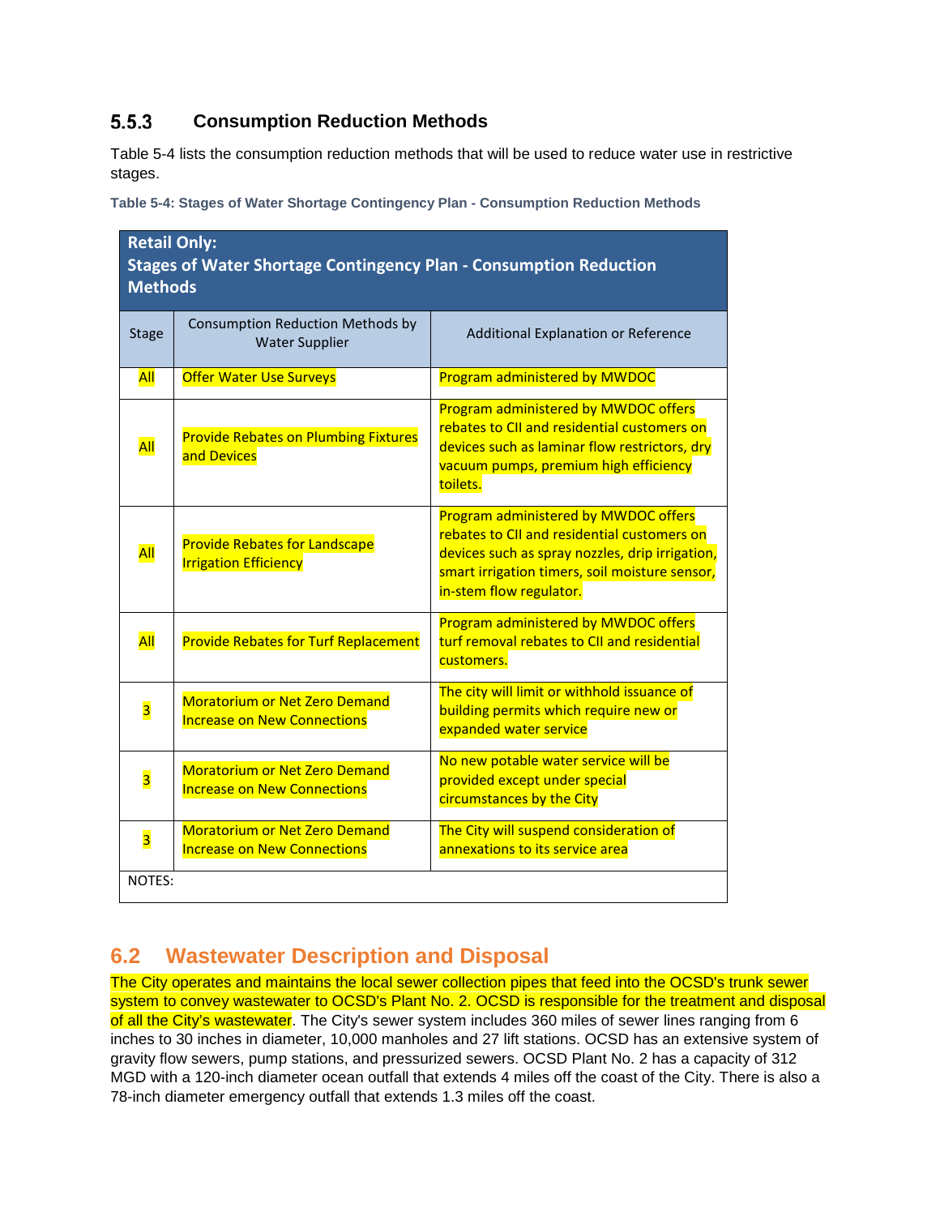### 5.5.3 Consumption Reduction Methods

Table 5-4 lists the consumption reduction methods that will be used to reduce water use in restrictive stages.

**Table 5-4: Stages of Water Shortage Contingency Plan - Consumption Reduction Methods**

| **Retail Only: Stages of Water Shortage Contingency Plan - Consumption Reduction Methods** | | |
|---|---|---|
| Stage | Consumption Reduction Methods by Water Supplier | Additional Explanation or Reference |
| All | Offer Water Use Surveys | Program administered by MWDOC |
| All | Provide Rebates on Plumbing Fixtures and Devices | Program administered by MWDOC offers rebates to CII and residential customers on devices such as laminar flow restrictors, dry vacuum pumps, premium high efficiency toilets. |
| All | Provide Rebates for Landscape Irrigation Efficiency | Program administered by MWDOC offers rebates to CII and residential customers on devices such as spray nozzles, drip irrigation, smart irrigation timers, soil moisture sensor, in-stem flow regulator. |
| All | Provide Rebates for Turf Replacement | Program administered by MWDOC offers turf removal rebates to CII and residential customers. |
| 3 | Moratorium or Net Zero Demand Increase on New Connections | The city will limit or withhold issuance of building permits which require new or expanded water service |
| 3 | Moratorium or Net Zero Demand Increase on New Connections | No new potable water service will be provided except under special circumstances by the City |
| 3 | Moratorium or Net Zero Demand Increase on New Connections | The City will suspend consideration of annexations to its service area |
| NOTES: | | |

## 6.2 Wastewater Description and Disposal

The City operates and maintains the local sewer collection pipes that feed into the OCSD's trunk sewer system to convey wastewater to OCSD's Plant No. 2. OCSD is responsible for the treatment and disposal of all the City's wastewater. The City's sewer system includes 360 miles of sewer lines ranging from 6 inches to 30 inches in diameter, 10,000 manholes and 27 lift stations. OCSD has an extensive system of gravity flow sewers, pump stations, and pressurized sewers. OCSD Plant No. 2 has a capacity of 312 MGD with a 120-inch diameter ocean outfall that extends 4 miles off the coast of the City. There is also a 78-inch diameter emergency outfall that extends 1.3 miles off the coast.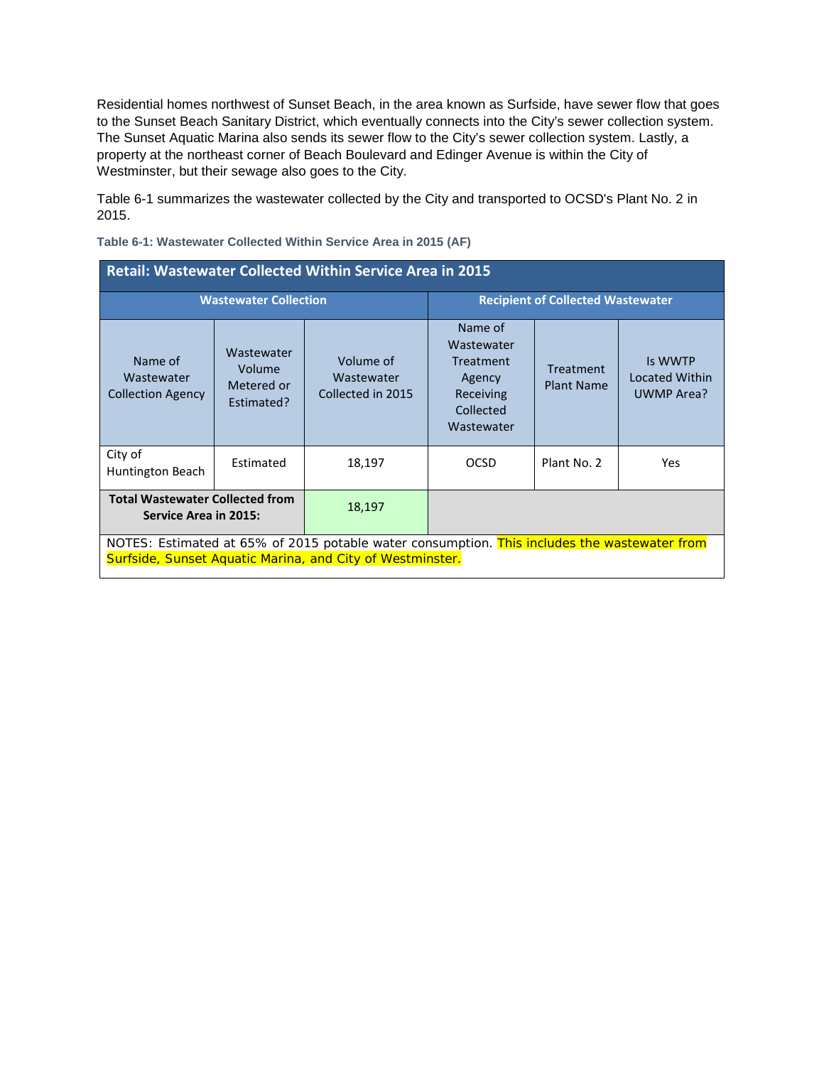Residential homes northwest of Sunset Beach, in the area known as Surfside, have sewer flow that goes to the Sunset Beach Sanitary District, which eventually connects into the City's sewer collection system. The Sunset Aquatic Marina also sends its sewer flow to the City's sewer collection system. Lastly, a property at the northeast corner of Beach Boulevard and Edinger Avenue is within the City of Westminster, but their sewage also goes to the City.

Table 6-1 summarizes the wastewater collected by the City and transported to OCSD's Plant No. 2 in 2015.

**Table 6-1: Wastewater Collected Within Service Area in 2015 (AF)**

| Retail: Wastewater Collected Within Service Area in 2015 | | | | | |
|---|---|---|---|---|---|
| **Wastewater Collection** | | | **Recipient of Collected Wastewater** | | |
| Name of Wastewater Collection Agency | Wastewater Volume Metered or Estimated? | Volume of Wastewater Collected in 2015 | Name of Wastewater Treatment Agency Receiving Collected Wastewater | Treatment Plant Name | Is WWTP Located Within UWMP Area? |
| City of Huntington Beach | Estimated | 18,197 | OCSD | Plant No. 2 | Yes |
| **Total Wastewater Collected from Service Area in 2015:** | | 18,197 | | | |
| NOTES: Estimated at 65% of 2015 potable water consumption. This includes the wastewater from Surfside, Sunset Aquatic Marina, and City of Westminster. | | | | | |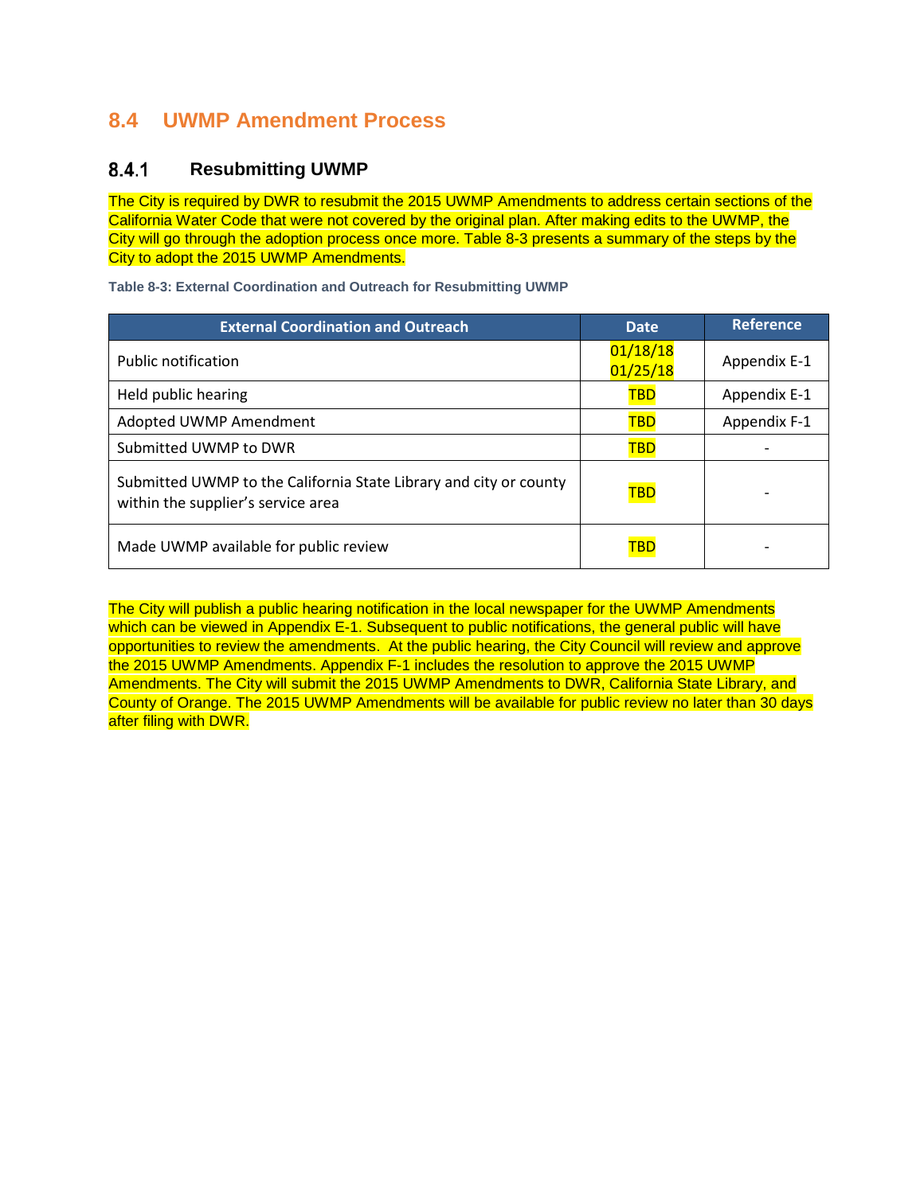## 8.4 UWMP Amendment Process

### 8.4.1 Resubmitting UWMP

The City is required by DWR to resubmit the 2015 UWMP Amendments to address certain sections of the California Water Code that were not covered by the original plan. After making edits to the UWMP, the City will go through the adoption process once more. Table 8-3 presents a summary of the steps by the City to adopt the 2015 UWMP Amendments.

**Table 8-3: External Coordination and Outreach for Resubmitting UWMP**

| External Coordination and Outreach | Date | Reference |
| --- | --- | --- |
| Public notification | 01/18/18 01/25/18 | Appendix E-1 |
| Held public hearing | TBD | Appendix E-1 |
| Adopted UWMP Amendment | TBD | Appendix F-1 |
| Submitted UWMP to DWR | TBD | - |
| Submitted UWMP to the California State Library and city or county within the supplier's service area | TBD | - |
| Made UWMP available for public review | TBD | - |

The City will publish a public hearing notification in the local newspaper for the UWMP Amendments which can be viewed in Appendix E-1. Subsequent to public notifications, the general public will have opportunities to review the amendments. At the public hearing, the City Council will review and approve the 2015 UWMP Amendments. Appendix F-1 includes the resolution to approve the 2015 UWMP Amendments. The City will submit the 2015 UWMP Amendments to DWR, California State Library, and County of Orange. The 2015 UWMP Amendments will be available for public review no later than 30 days after filing with DWR.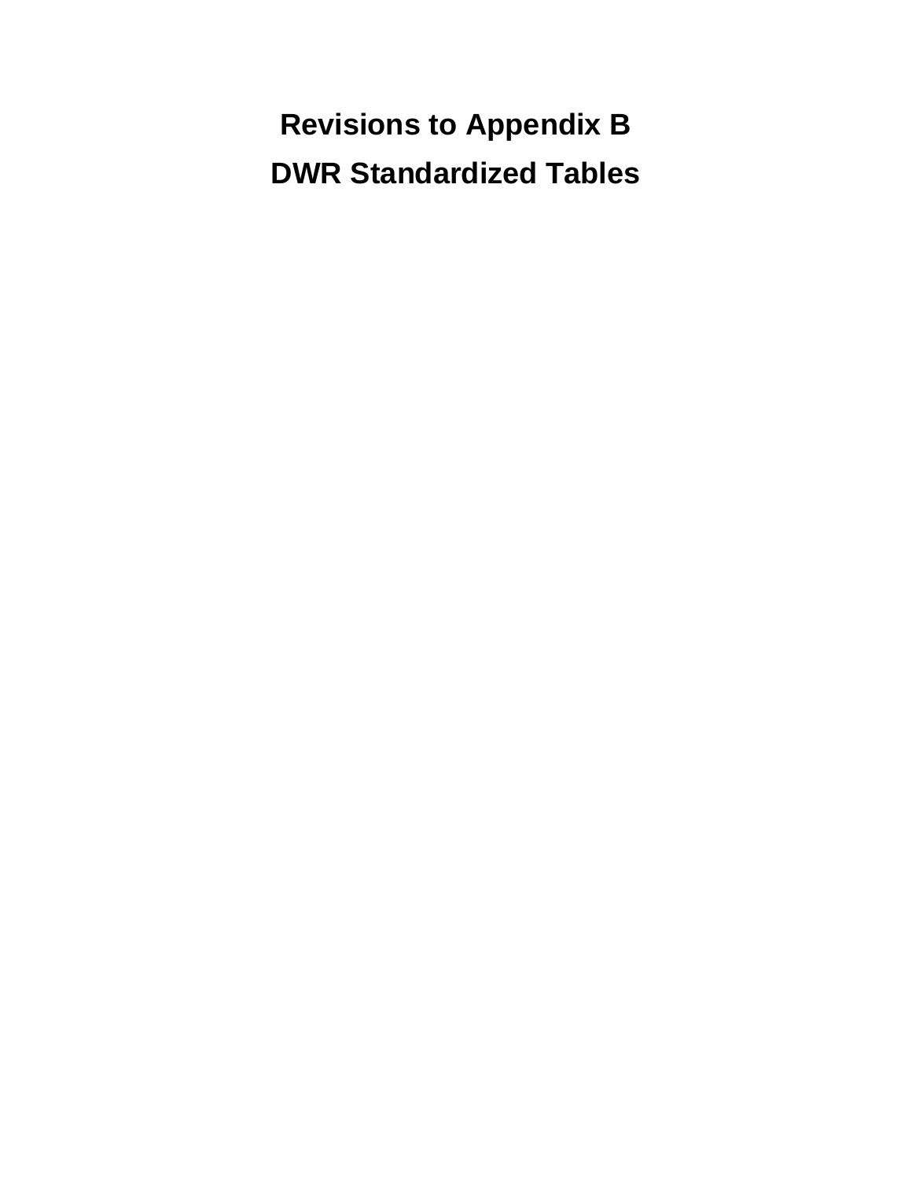# Revisions to Appendix B

# DWR Standardized Tables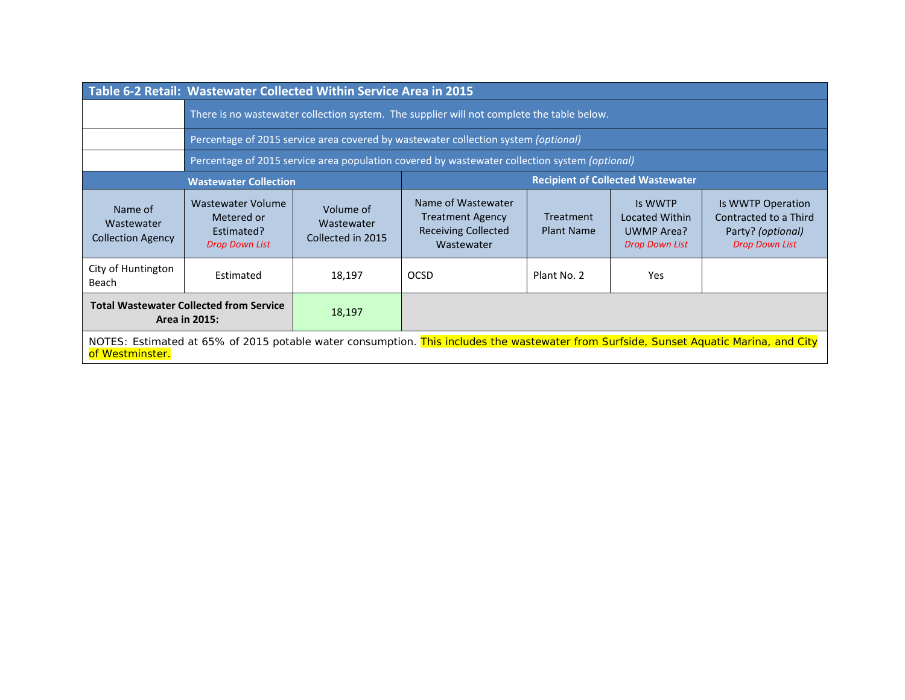| Table 6-2 Retail: Wastewater Collected Within Service Area in 2015 | | | | | | |
|---|---|---|---|---|---|---|
| | There is no wastewater collection system. The supplier will not complete the table below. | | | | | |
| | Percentage of 2015 service area covered by wastewater collection system *(optional)* | | | | | |
| | Percentage of 2015 service area population covered by wastewater collection system *(optional)* | | | | | |
| **Wastewater Collection** | | | **Recipient of Collected Wastewater** | | | |
| Name of Wastewater Collection Agency | Wastewater Volume Metered or Estimated? *Drop Down List* | Volume of Wastewater Collected in 2015 | Name of Wastewater Treatment Agency Receiving Collected Wastewater | Treatment Plant Name | Is WWTP Located Within UWMP Area? *Drop Down List* | Is WWTP Operation Contracted to a Third Party? *(optional)* *Drop Down List* |
| City of Huntington Beach | Estimated | 18,197 | OCSD | Plant No. 2 | Yes | |
| **Total Wastewater Collected from Service Area in 2015:** | | 18,197 | | | | |
| NOTES: Estimated at 65% of 2015 potable water consumption. This includes the wastewater from Surfside, Sunset Aquatic Marina, and City of Westminster. | | | | | | |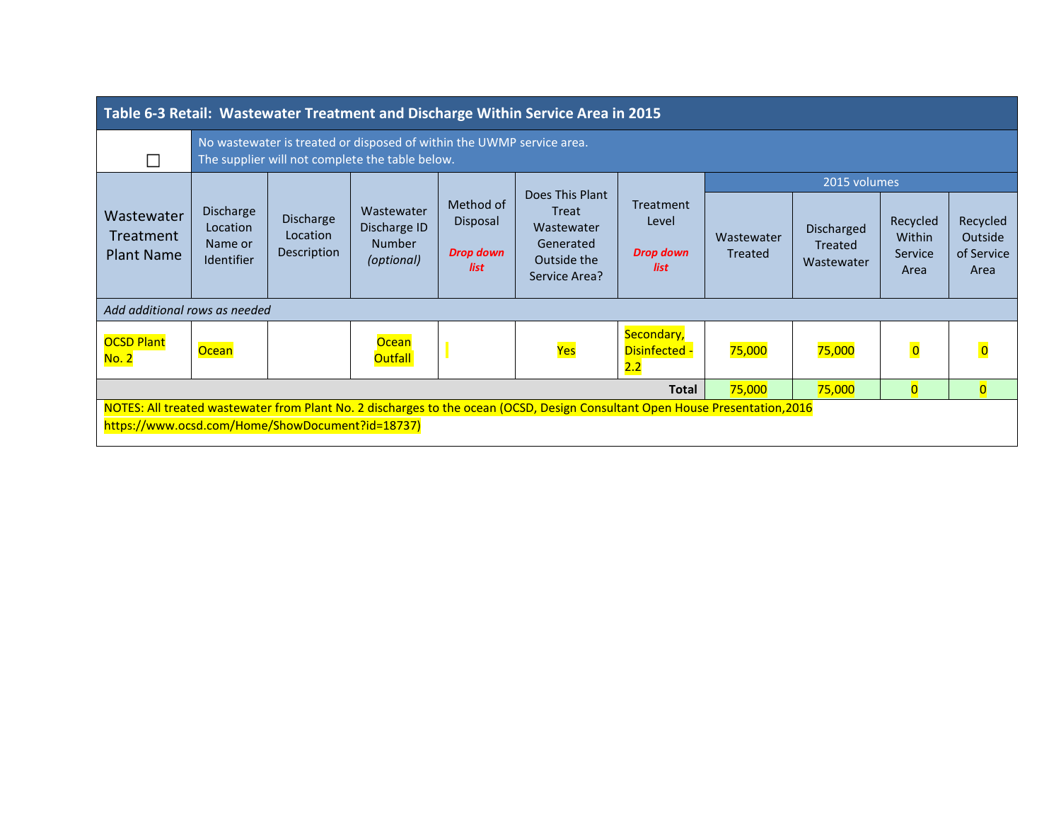**Table 6-3 Retail: Wastewater Treatment and Discharge Within Service Area in 2015**

☐ No wastewater is treated or disposed of within the UWMP service area.
The supplier will not complete the table below.

| Wastewater Treatment Plant Name | Discharge Location Name or Identifier | Discharge Location Description | Wastewater Discharge ID Number *(optional)* | Method of Disposal *Drop down list* | Does This Plant Treat Wastewater Generated Outside the Service Area? | Treatment Level *Drop down list* | 2015 volumes | | | |
|---|---|---|---|---|---|---|---|---|---|---|
| | | | | | | | Wastewater Treated | Discharged Treated Wastewater | Recycled Within Service Area | Recycled Outside of Service Area |
| *Add additional rows as needed* | | | | | | | | | | |
| OCSD Plant No. 2 | Ocean | | Ocean Outfall | | Yes | Secondary, Disinfected - 2.2 | 75,000 | 75,000 | 0 | 0 |
| | | | | | | **Total** | 75,000 | 75,000 | 0 | 0 |

NOTES: All treated wastewater from Plant No. 2 discharges to the ocean (OCSD, Design Consultant Open House Presentation,2016 https://www.ocsd.com/Home/ShowDocument?id=18737)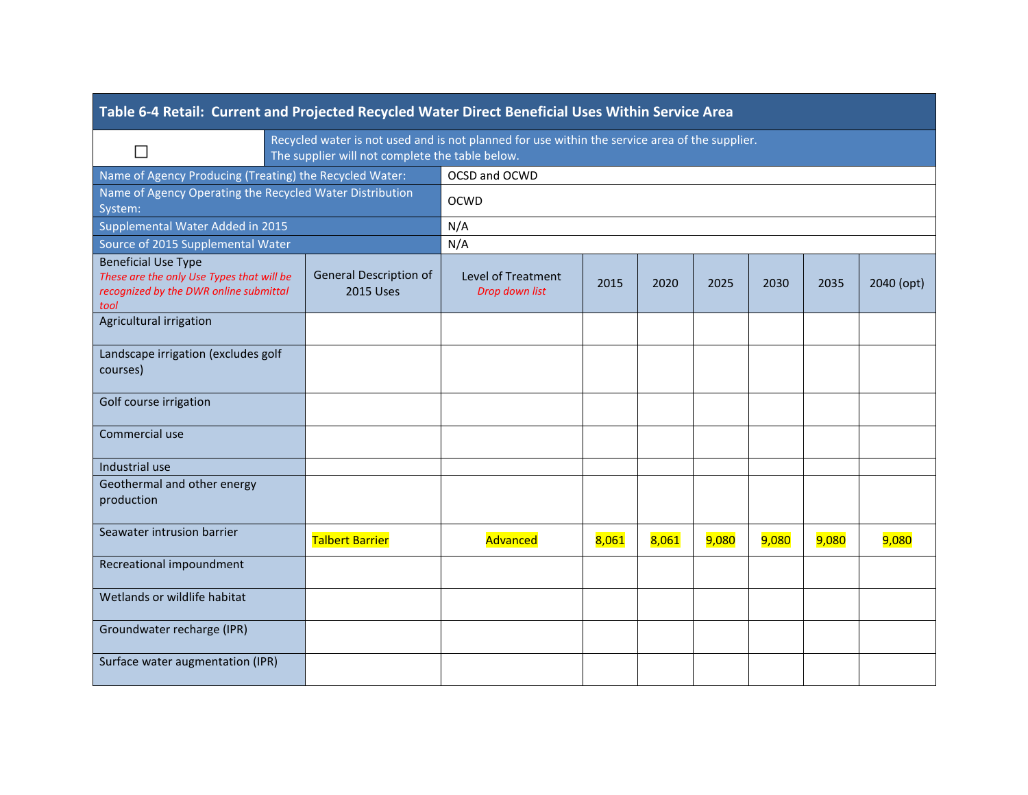## Table 6-4 Retail: Current and Projected Recycled Water Direct Beneficial Uses Within Service Area

| ☐ | Recycled water is not used and is not planned for use within the service area of the supplier. The supplier will not complete the table below. | | | | | | | |
|---|---|---|---|---|---|---|---|---|
| Name of Agency Producing (Treating) the Recycled Water: | | OCSD and OCWD | | | | | | |
| Name of Agency Operating the Recycled Water Distribution System: | | OCWD | | | | | | |
| Supplemental Water Added in 2015 | | N/A | | | | | | |
| Source of 2015 Supplemental Water | | N/A | | | | | | |
| Beneficial Use Type *These are the only Use Types that will be recognized by the DWR online submittal tool* | General Description of 2015 Uses | Level of Treatment *Drop down list* | 2015 | 2020 | 2025 | 2030 | 2035 | 2040 (opt) |
| Agricultural irrigation | | | | | | | | |
| Landscape irrigation (excludes golf courses) | | | | | | | | |
| Golf course irrigation | | | | | | | | |
| Commercial use | | | | | | | | |
| Industrial use | | | | | | | | |
| Geothermal and other energy production | | | | | | | | |
| Seawater intrusion barrier | Talbert Barrier | Advanced | 8,061 | 8,061 | 9,080 | 9,080 | 9,080 | 9,080 |
| Recreational impoundment | | | | | | | | |
| Wetlands or wildlife habitat | | | | | | | | |
| Groundwater recharge (IPR) | | | | | | | | |
| Surface water augmentation (IPR) | | | | | | | | |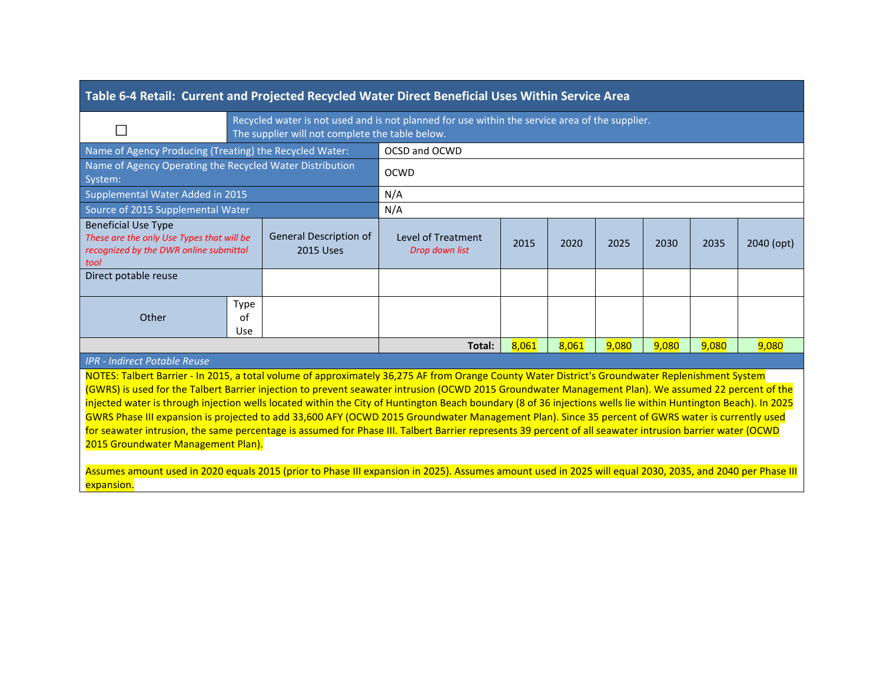## Table 6-4 Retail: Current and Projected Recycled Water Direct Beneficial Uses Within Service Area

| ☐ | Recycled water is not used and is not planned for use within the service area of the supplier. The supplier will not complete the table below. | | | | | | | | | |
|---|---|---|---|---|---|---|---|---|---|---|
| Name of Agency Producing (Treating) the Recycled Water: | | | OCSD and OCWD | | | | | | | |
| Name of Agency Operating the Recycled Water Distribution System: | | | OCWD | | | | | | | |
| Supplemental Water Added in 2015 | | | N/A | | | | | | | |
| Source of 2015 Supplemental Water | | | N/A | | | | | | | |
| Beneficial Use Type *These are the only Use Types that will be recognized by the DWR online submittal tool* | | General Description of 2015 Uses | Level of Treatment *Drop down list* | 2015 | 2020 | 2025 | 2030 | 2035 | 2040 (opt) | |
| Direct potable reuse | | | | | | | | | | |
| Other | Type of Use | | | | | | | | | |
| | | | Total: | 8,061 | 8,061 | 9,080 | 9,080 | 9,080 | 9,080 | |

*IPR - Indirect Potable Reuse*

NOTES: Talbert Barrier - In 2015, a total volume of approximately 36,275 AF from Orange County Water District's Groundwater Replenishment System (GWRS) is used for the Talbert Barrier injection to prevent seawater intrusion (OCWD 2015 Groundwater Management Plan). We assumed 22 percent of the injected water is through injection wells located within the City of Huntington Beach boundary (8 of 36 injections wells lie within Huntington Beach). In 2025 GWRS Phase III expansion is projected to add 33,600 AFY (OCWD 2015 Groundwater Management Plan). Since 35 percent of GWRS water is currently used for seawater intrusion, the same percentage is assumed for Phase III. Talbert Barrier represents 39 percent of all seawater intrusion barrier water (OCWD 2015 Groundwater Management Plan).

Assumes amount used in 2020 equals 2015 (prior to Phase III expansion in 2025). Assumes amount used in 2025 will equal 2030, 2035, and 2040 per Phase III expansion.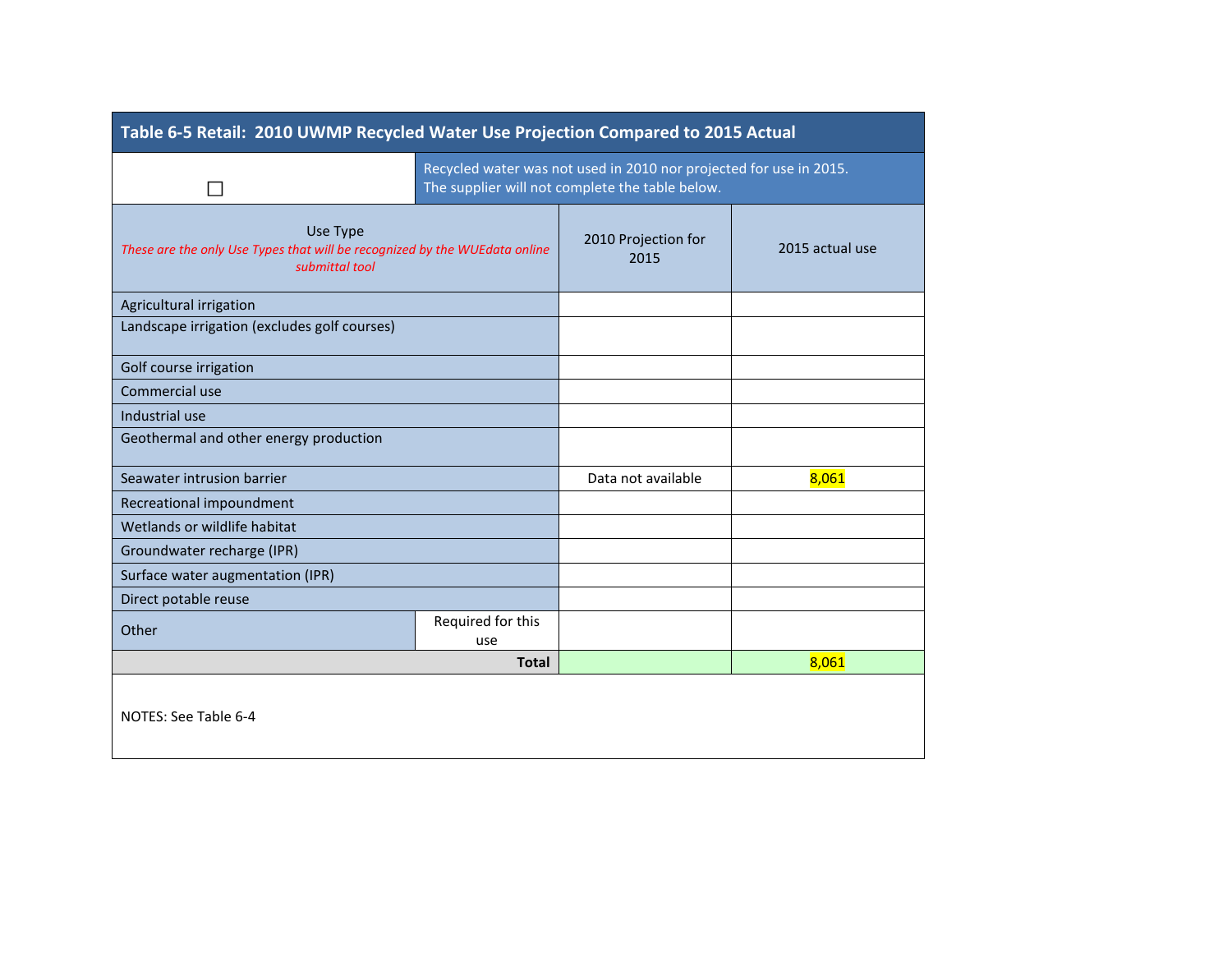## Table 6-5 Retail: 2010 UWMP Recycled Water Use Projection Compared to 2015 Actual

☐ Recycled water was not used in 2010 nor projected for use in 2015. The supplier will not complete the table below.

| Use Type<br>*These are the only Use Types that will be recognized by the WUEdata online submittal tool* | | 2010 Projection for 2015 | 2015 actual use |
|---|---|---|---|
| Agricultural irrigation | | | |
| Landscape irrigation (excludes golf courses) | | | |
| Golf course irrigation | | | |
| Commercial use | | | |
| Industrial use | | | |
| Geothermal and other energy production | | | |
| Seawater intrusion barrier | | Data not available | 8,061 |
| Recreational impoundment | | | |
| Wetlands or wildlife habitat | | | |
| Groundwater recharge (IPR) | | | |
| Surface water augmentation (IPR) | | | |
| Direct potable reuse | | | |
| Other | Required for this use | | |
| | **Total** | | 8,061 |

NOTES: See Table 6-4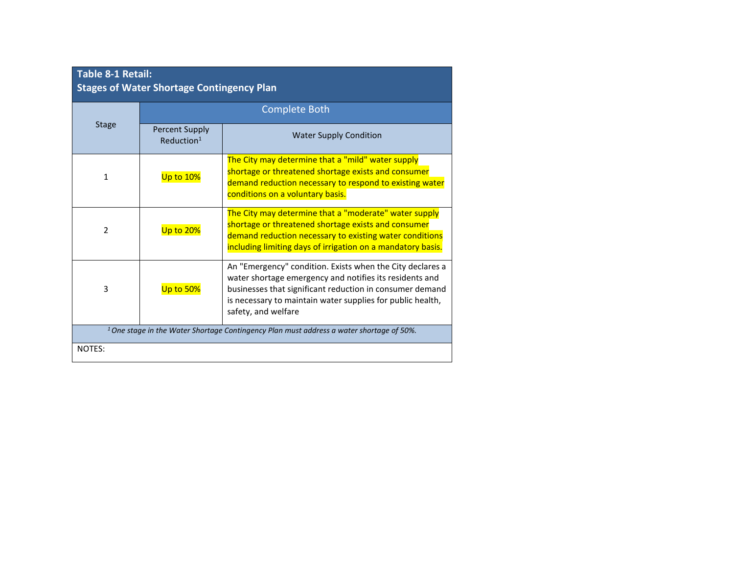| Table 8-1 Retail: Stages of Water Shortage Contingency Plan | | |
|---|---|---|
| Stage | Complete Both | |
| | Percent Supply Reduction[1] | Water Supply Condition |
| 1 | Up to 10% | The City may determine that a "mild" water supply shortage or threatened shortage exists and consumer demand reduction necessary to respond to existing water conditions on a voluntary basis. |
| 2 | Up to 20% | The City may determine that a "moderate" water supply shortage or threatened shortage exists and consumer demand reduction necessary to existing water conditions including limiting days of irrigation on a mandatory basis. |
| 3 | Up to 50% | An "Emergency" condition. Exists when the City declares a water shortage emergency and notifies its residents and businesses that significant reduction in consumer demand is necessary to maintain water supplies for public health, safety, and welfare |
| [1] *One stage in the Water Shortage Contingency Plan must address a water shortage of 50%.* | | |
| NOTES: | | |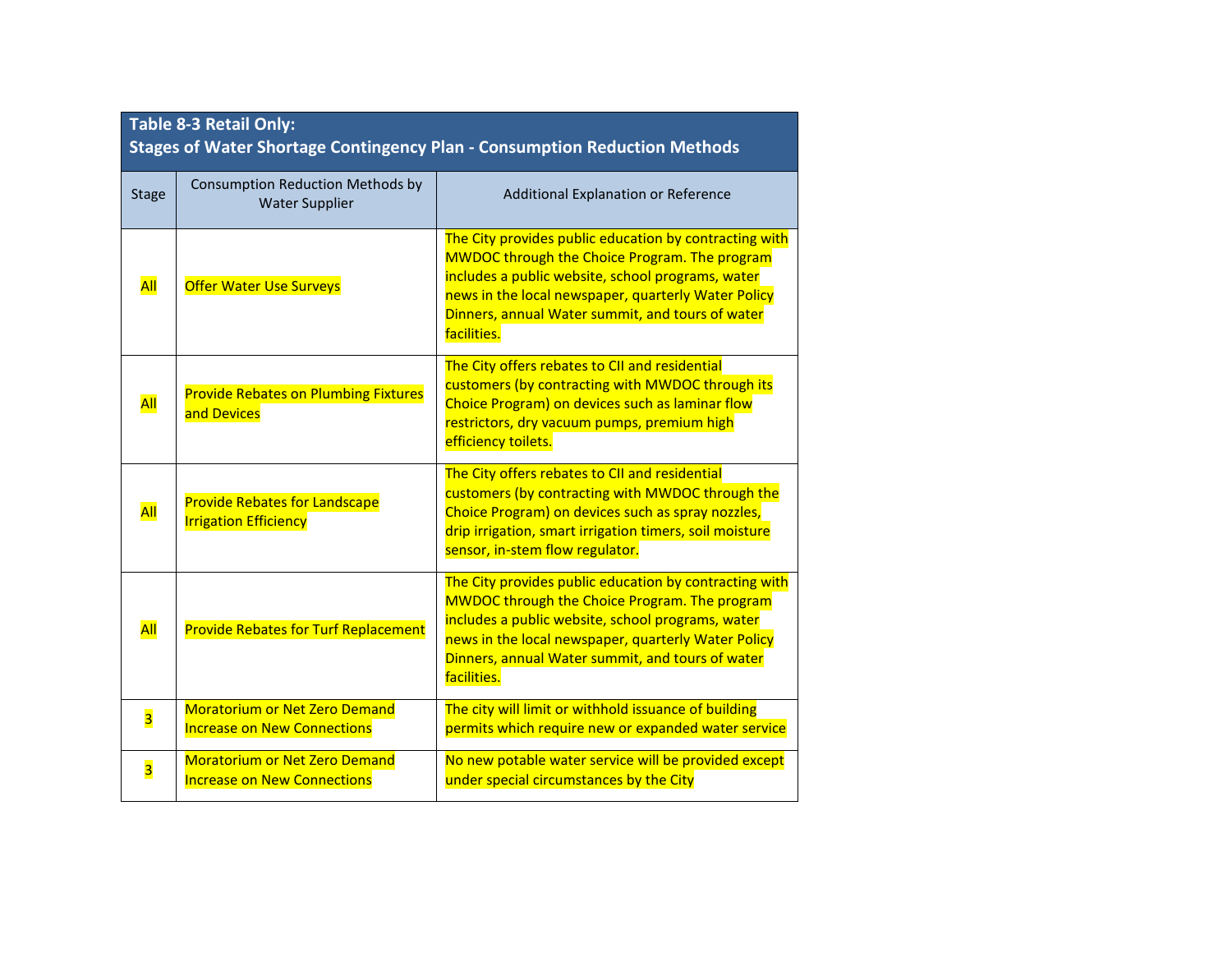| Table 8-3 Retail Only: Stages of Water Shortage Contingency Plan - Consumption Reduction Methods | | |
|---|---|---|
| Stage | Consumption Reduction Methods by Water Supplier | Additional Explanation or Reference |
| All | Offer Water Use Surveys | The City provides public education by contracting with MWDOC through the Choice Program. The program includes a public website, school programs, water news in the local newspaper, quarterly Water Policy Dinners, annual Water summit, and tours of water facilities. |
| All | Provide Rebates on Plumbing Fixtures and Devices | The City offers rebates to CII and residential customers (by contracting with MWDOC through its Choice Program) on devices such as laminar flow restrictors, dry vacuum pumps, premium high efficiency toilets. |
| All | Provide Rebates for Landscape Irrigation Efficiency | The City offers rebates to CII and residential customers (by contracting with MWDOC through the Choice Program) on devices such as spray nozzles, drip irrigation, smart irrigation timers, soil moisture sensor, in-stem flow regulator. |
| All | Provide Rebates for Turf Replacement | The City provides public education by contracting with MWDOC through the Choice Program. The program includes a public website, school programs, water news in the local newspaper, quarterly Water Policy Dinners, annual Water summit, and tours of water facilities. |
| 3 | Moratorium or Net Zero Demand Increase on New Connections | The city will limit or withhold issuance of building permits which require new or expanded water service |
| 3 | Moratorium or Net Zero Demand Increase on New Connections | No new potable water service will be provided except under special circumstances by the City |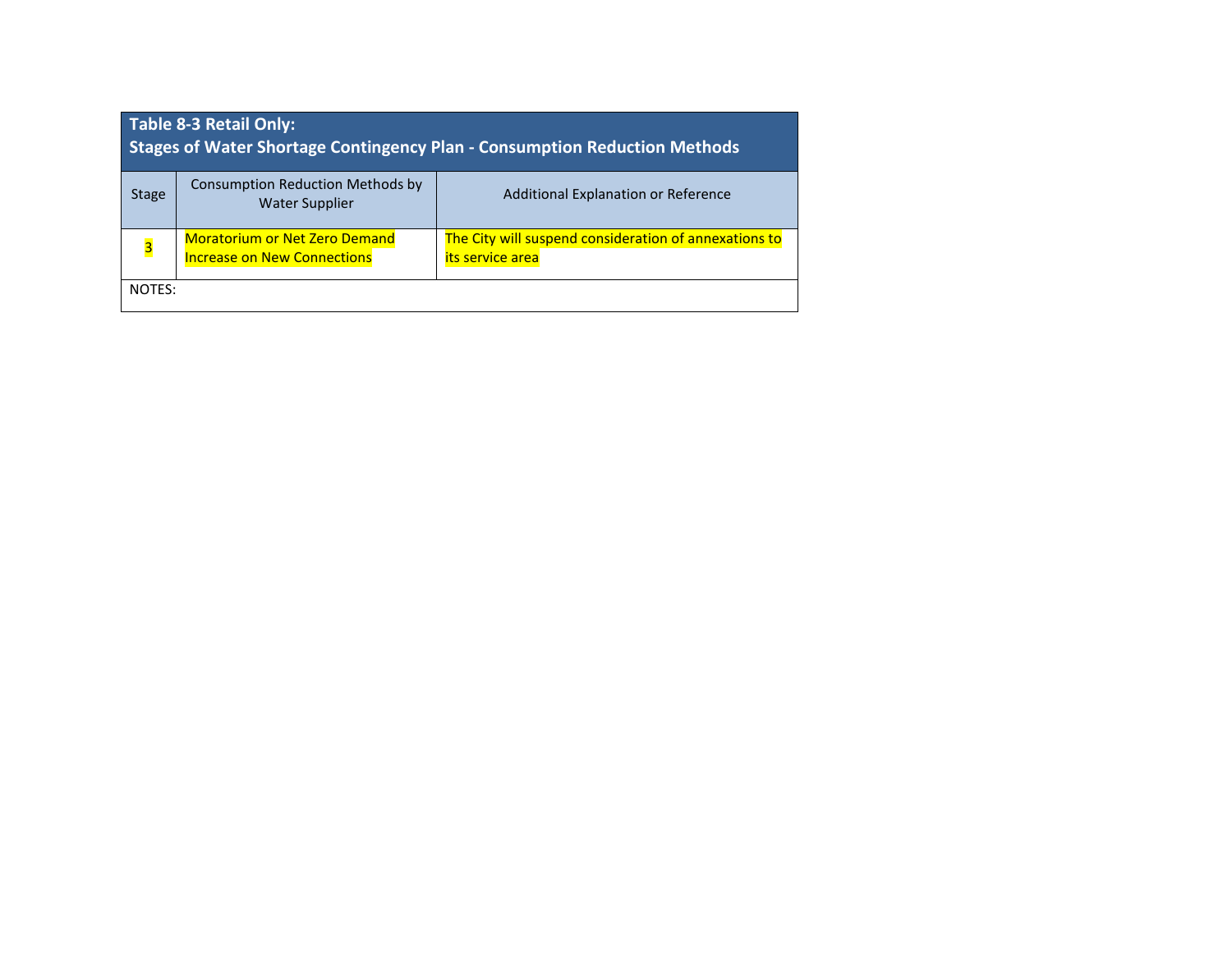**Table 8-3 Retail Only:**
**Stages of Water Shortage Contingency Plan - Consumption Reduction Methods**

| Stage | Consumption Reduction Methods by Water Supplier | Additional Explanation or Reference |
|---|---|---|
| 3 | Moratorium or Net Zero Demand Increase on New Connections | The City will suspend consideration of annexations to its service area |
| NOTES: | | |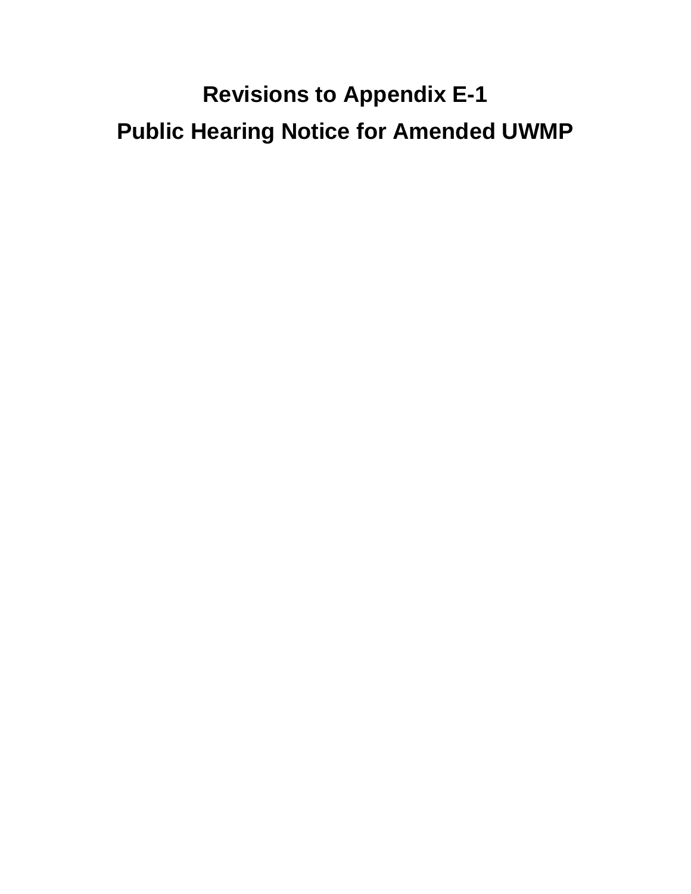# Revisions to Appendix E-1

# Public Hearing Notice for Amended UWMP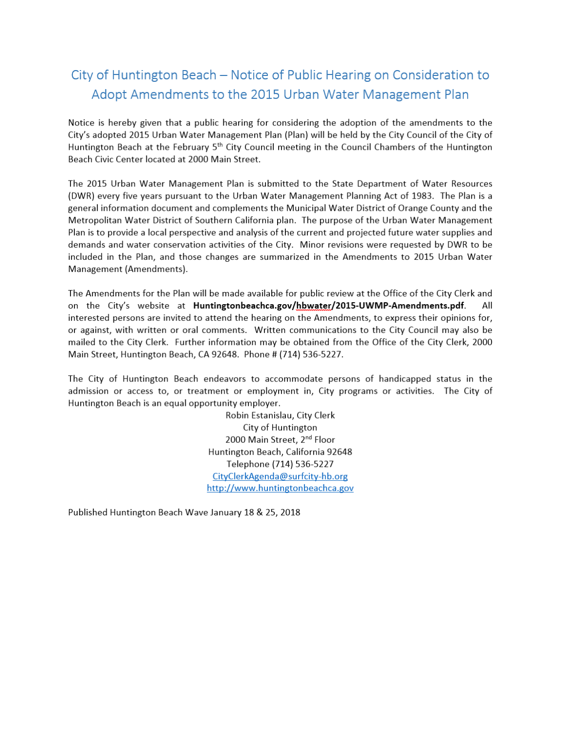# City of Huntington Beach – Notice of Public Hearing on Consideration to Adopt Amendments to the 2015 Urban Water Management Plan

Notice is hereby given that a public hearing for considering the adoption of the amendments to the City's adopted 2015 Urban Water Management Plan (Plan) will be held by the City Council of the City of Huntington Beach at the February 5th City Council meeting in the Council Chambers of the Huntington Beach Civic Center located at 2000 Main Street.

The 2015 Urban Water Management Plan is submitted to the State Department of Water Resources (DWR) every five years pursuant to the Urban Water Management Planning Act of 1983. The Plan is a general information document and complements the Municipal Water District of Orange County and the Metropolitan Water District of Southern California plan. The purpose of the Urban Water Management Plan is to provide a local perspective and analysis of the current and projected future water supplies and demands and water conservation activities of the City. Minor revisions were requested by DWR to be included in the Plan, and those changes are summarized in the Amendments to 2015 Urban Water Management (Amendments).

The Amendments for the Plan will be made available for public review at the Office of the City Clerk and on the City's website at **Huntingtonbeachca.gov/hbwater/2015-UWMP-Amendments.pdf**. All interested persons are invited to attend the hearing on the Amendments, to express their opinions for, or against, with written or oral comments. Written communications to the City Council may also be mailed to the City Clerk. Further information may be obtained from the Office of the City Clerk, 2000 Main Street, Huntington Beach, CA 92648. Phone # (714) 536-5227.

The City of Huntington Beach endeavors to accommodate persons of handicapped status in the admission or access to, or treatment or employment in, City programs or activities. The City of Huntington Beach is an equal opportunity employer.

Robin Estanislau, City Clerk
City of Huntington
2000 Main Street, 2nd Floor
Huntington Beach, California 92648
Telephone (714) 536-5227
CityClerkAgenda@surfcity-hb.org
http://www.huntingtonbeachca.gov

Published Huntington Beach Wave January 18 & 25, 2018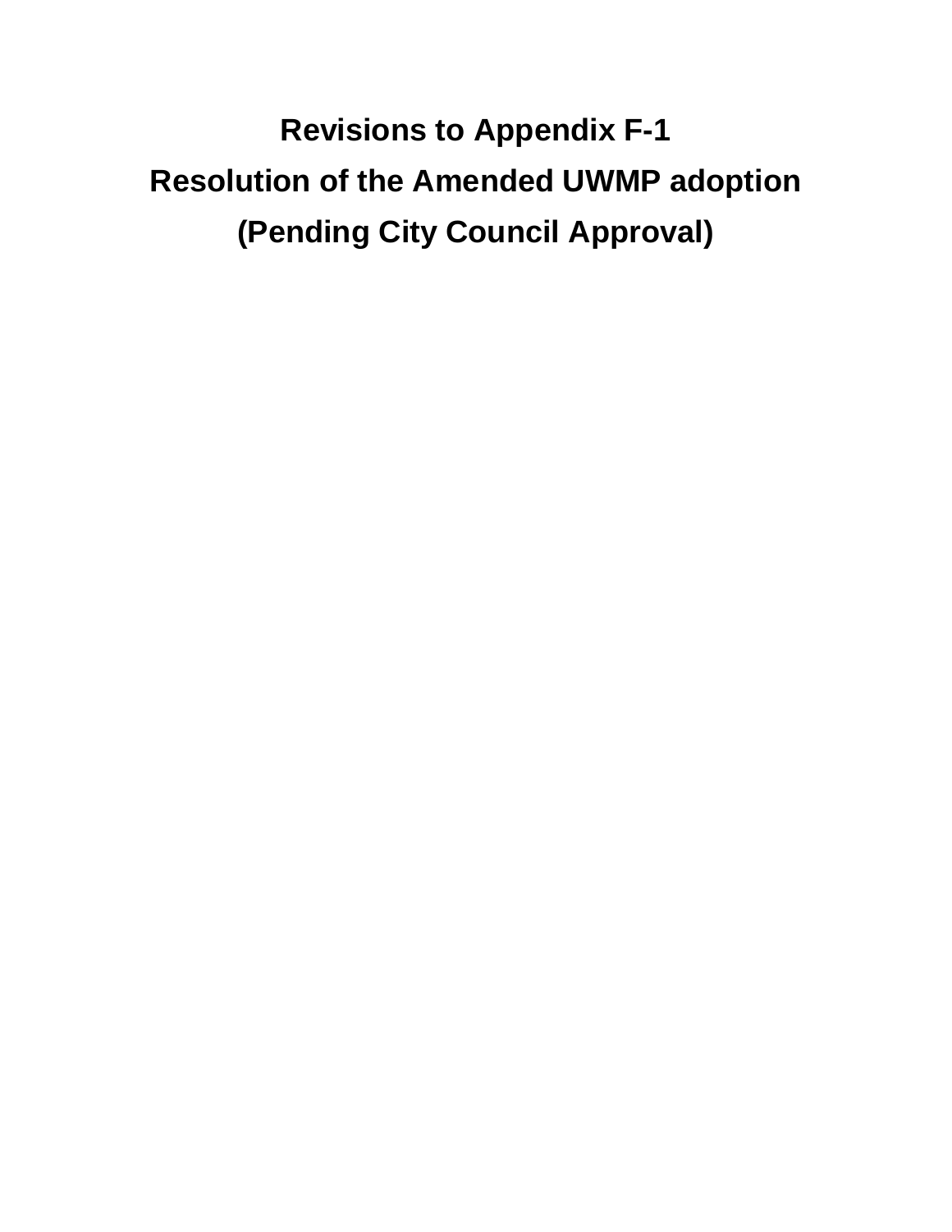# Revisions to Appendix F-1

# Resolution of the Amended UWMP adoption

# (Pending City Council Approval)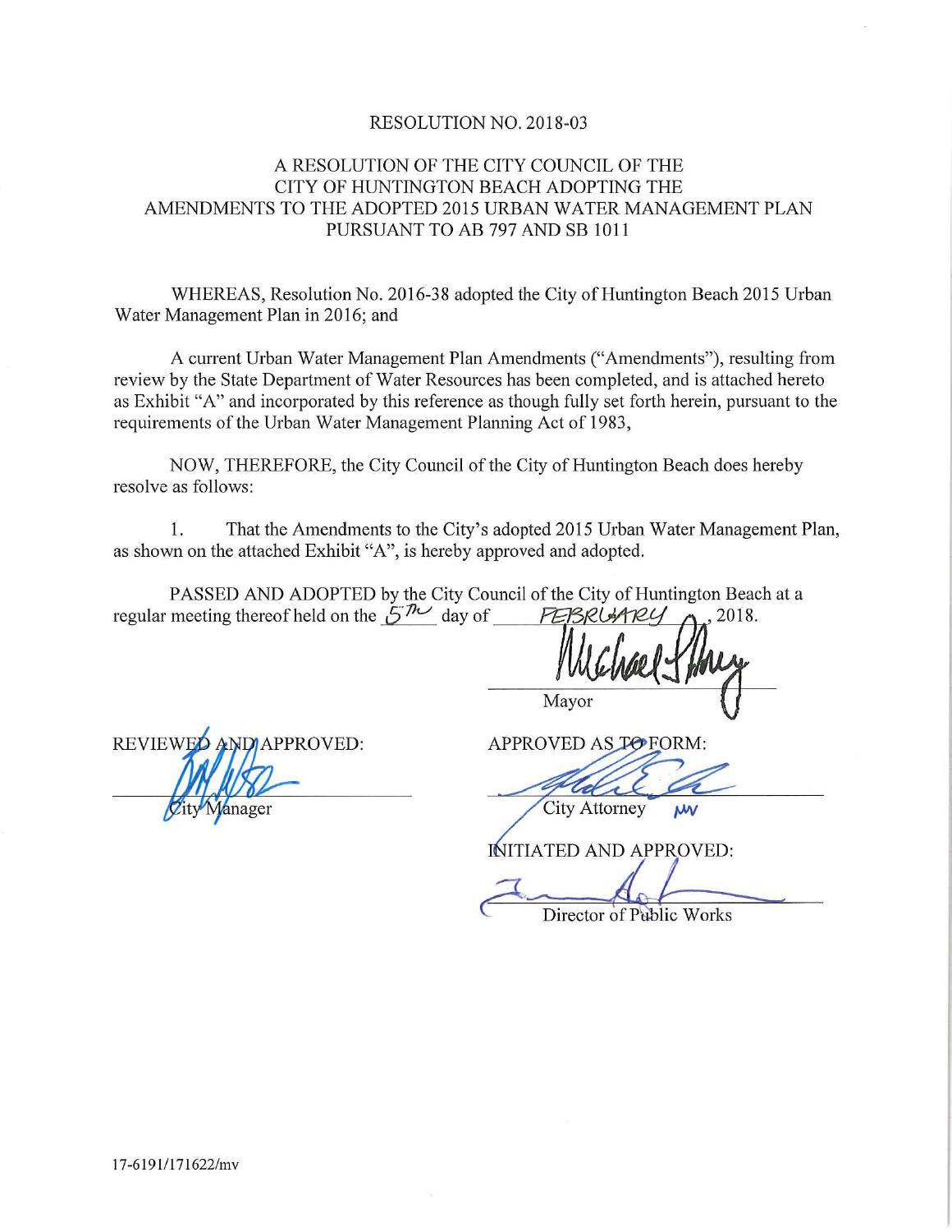RESOLUTION NO. 2018-03

A RESOLUTION OF THE CITY COUNCIL OF THE CITY OF HUNTINGTON BEACH ADOPTING THE AMENDMENTS TO THE ADOPTED 2015 URBAN WATER MANAGEMENT PLAN PURSUANT TO AB 797 AND SB 1011

WHEREAS, Resolution No. 2016-38 adopted the City of Huntington Beach 2015 Urban Water Management Plan in 2016; and

A current Urban Water Management Plan Amendments ("Amendments"), resulting from review by the State Department of Water Resources has been completed, and is attached hereto as Exhibit "A" and incorporated by this reference as though fully set forth herein, pursuant to the requirements of the Urban Water Management Planning Act of 1983,

NOW, THEREFORE, the City Council of the City of Huntington Beach does hereby resolve as follows:

1. That the Amendments to the City's adopted 2015 Urban Water Management Plan, as shown on the attached Exhibit "A", is hereby approved and adopted.

PASSED AND ADOPTED by the City Council of the City of Huntington Beach at a regular meeting thereof held on the 5th day of FEBRUARY, 2018.

Mayor

REVIEWED AND APPROVED:

City Manager

APPROVED AS TO FORM:

City Attorney MV

INITIATED AND APPROVED:

Director of Public Works

17-6191/171622/mv